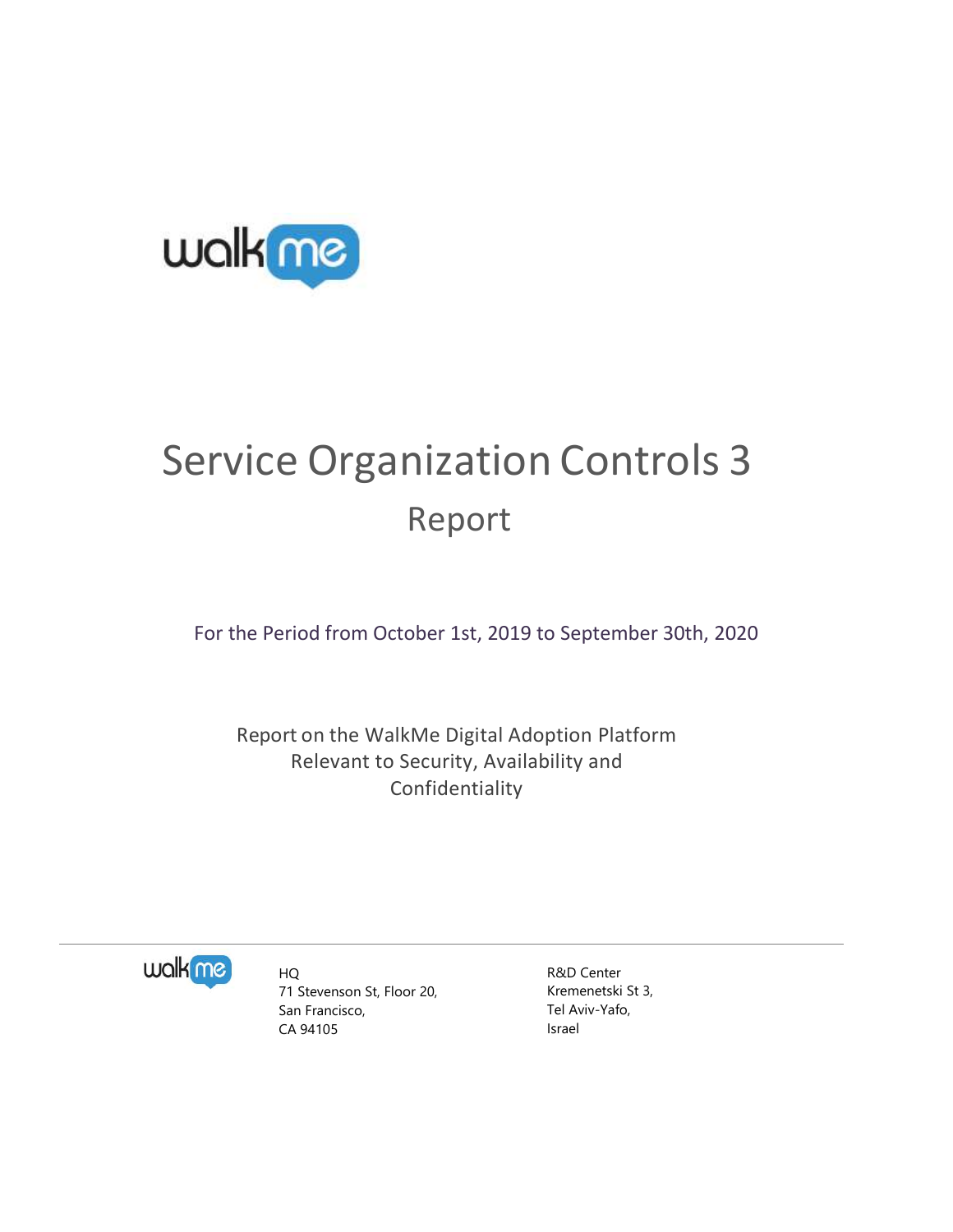# Service Organization Controls 3

## Report

For the Period from October 1st, 2019 to September 30th, 2020

Report on the WalkMe Digital Adoption Platform
Relevant to Security, Availability and
Confidentiality

HQ
71 Stevenson St, Floor 20,
San Francisco,
CA 94105

R&D Center
Kremenetski St 3,
Tel Aviv-Yafo,
Israel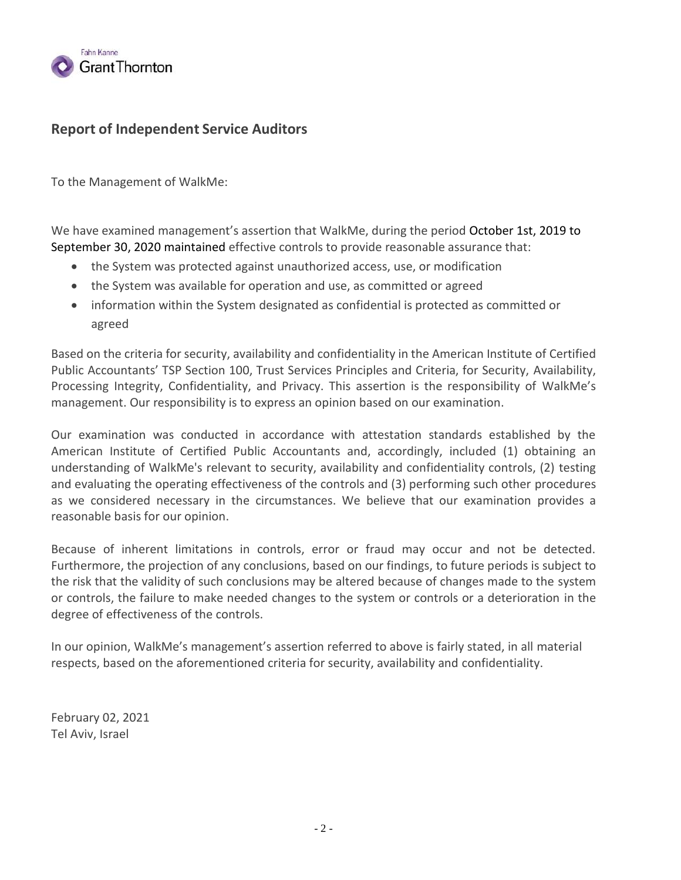Fahn Kanne
Grant Thornton

## Report of Independent Service Auditors

To the Management of WalkMe:

We have examined management's assertion that WalkMe, during the period October 1st, 2019 to September 30, 2020 maintained effective controls to provide reasonable assurance that:

- the System was protected against unauthorized access, use, or modification
- the System was available for operation and use, as committed or agreed
- information within the System designated as confidential is protected as committed or agreed

Based on the criteria for security, availability and confidentiality in the American Institute of Certified Public Accountants' TSP Section 100, Trust Services Principles and Criteria, for Security, Availability, Processing Integrity, Confidentiality, and Privacy. This assertion is the responsibility of WalkMe's management. Our responsibility is to express an opinion based on our examination.

Our examination was conducted in accordance with attestation standards established by the American Institute of Certified Public Accountants and, accordingly, included (1) obtaining an understanding of WalkMe's relevant to security, availability and confidentiality controls, (2) testing and evaluating the operating effectiveness of the controls and (3) performing such other procedures as we considered necessary in the circumstances. We believe that our examination provides a reasonable basis for our opinion.

Because of inherent limitations in controls, error or fraud may occur and not be detected. Furthermore, the projection of any conclusions, based on our findings, to future periods is subject to the risk that the validity of such conclusions may be altered because of changes made to the system or controls, the failure to make needed changes to the system or controls or a deterioration in the degree of effectiveness of the controls.

In our opinion, WalkMe's management's assertion referred to above is fairly stated, in all material respects, based on the aforementioned criteria for security, availability and confidentiality.

February 02, 2021
Tel Aviv, Israel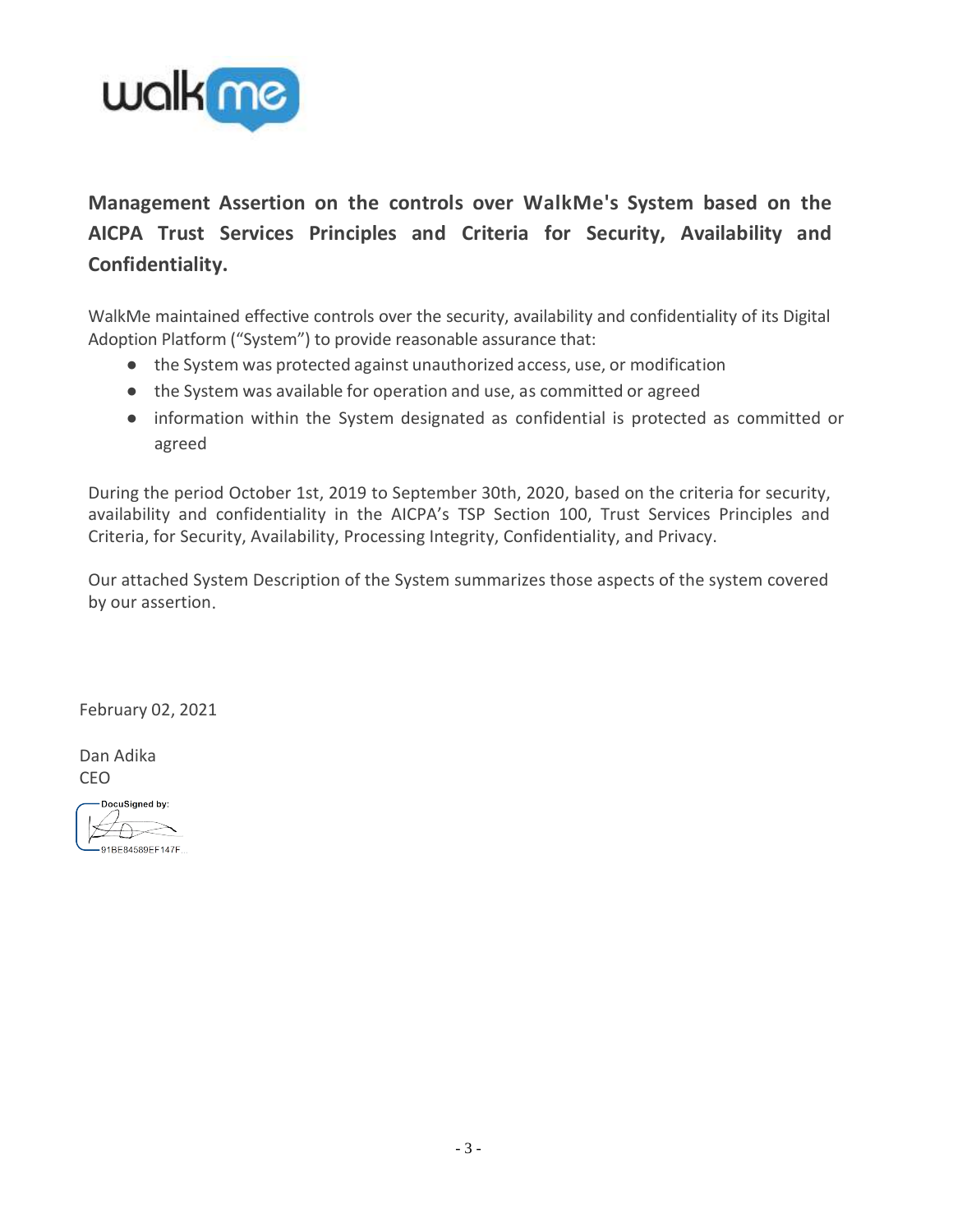## Management Assertion on the controls over WalkMe's System based on the AICPA Trust Services Principles and Criteria for Security, Availability and Confidentiality.

WalkMe maintained effective controls over the security, availability and confidentiality of its Digital Adoption Platform ("System") to provide reasonable assurance that:

- the System was protected against unauthorized access, use, or modification
- the System was available for operation and use, as committed or agreed
- information within the System designated as confidential is protected as committed or agreed

During the period October 1st, 2019 to September 30th, 2020, based on the criteria for security, availability and confidentiality in the AICPA's TSP Section 100, Trust Services Principles and Criteria, for Security, Availability, Processing Integrity, Confidentiality, and Privacy.

Our attached System Description of the System summarizes those aspects of the system covered by our assertion.

February 02, 2021

Dan Adika
CEO

DocuSigned by:
91BE84589EF147F...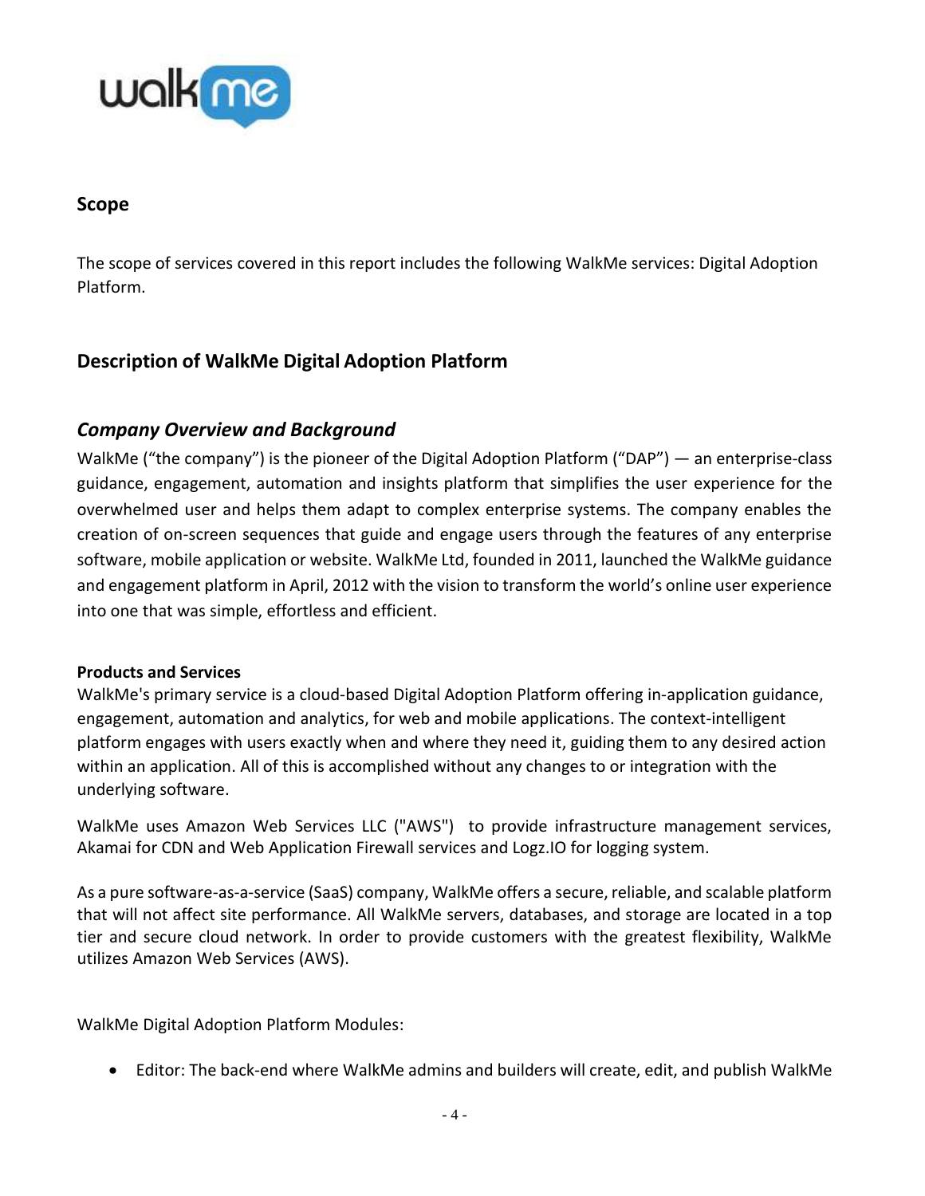## Scope

The scope of services covered in this report includes the following WalkMe services: Digital Adoption Platform.

## Description of WalkMe Digital Adoption Platform

### *Company Overview and Background*

WalkMe ("the company") is the pioneer of the Digital Adoption Platform ("DAP") — an enterprise-class guidance, engagement, automation and insights platform that simplifies the user experience for the overwhelmed user and helps them adapt to complex enterprise systems. The company enables the creation of on-screen sequences that guide and engage users through the features of any enterprise software, mobile application or website. WalkMe Ltd, founded in 2011, launched the WalkMe guidance and engagement platform in April, 2012 with the vision to transform the world's online user experience into one that was simple, effortless and efficient.

**Products and Services**

WalkMe's primary service is a cloud-based Digital Adoption Platform offering in-application guidance, engagement, automation and analytics, for web and mobile applications. The context-intelligent platform engages with users exactly when and where they need it, guiding them to any desired action within an application. All of this is accomplished without any changes to or integration with the underlying software.

WalkMe uses Amazon Web Services LLC ("AWS") to provide infrastructure management services, Akamai for CDN and Web Application Firewall services and Logz.IO for logging system.

As a pure software-as-a-service (SaaS) company, WalkMe offers a secure, reliable, and scalable platform that will not affect site performance. All WalkMe servers, databases, and storage are located in a top tier and secure cloud network. In order to provide customers with the greatest flexibility, WalkMe utilizes Amazon Web Services (AWS).

WalkMe Digital Adoption Platform Modules:

- Editor: The back-end where WalkMe admins and builders will create, edit, and publish WalkMe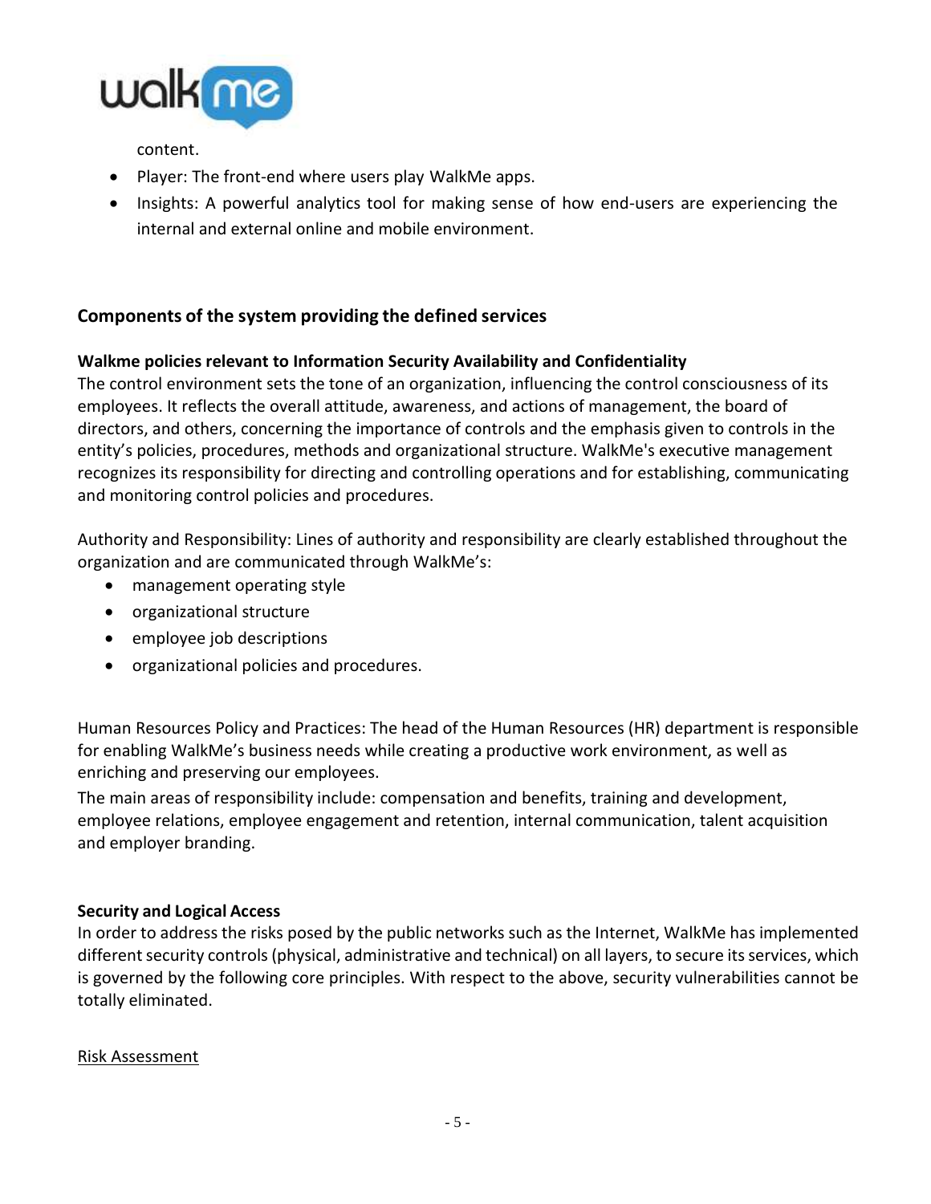content.

- Player: The front-end where users play WalkMe apps.
- Insights: A powerful analytics tool for making sense of how end-users are experiencing the internal and external online and mobile environment.

### Components of the system providing the defined services

**Walkme policies relevant to Information Security Availability and Confidentiality**

The control environment sets the tone of an organization, influencing the control consciousness of its employees. It reflects the overall attitude, awareness, and actions of management, the board of directors, and others, concerning the importance of controls and the emphasis given to controls in the entity's policies, procedures, methods and organizational structure. WalkMe's executive management recognizes its responsibility for directing and controlling operations and for establishing, communicating and monitoring control policies and procedures.

Authority and Responsibility: Lines of authority and responsibility are clearly established throughout the organization and are communicated through WalkMe's:

- management operating style
- organizational structure
- employee job descriptions
- organizational policies and procedures.

Human Resources Policy and Practices: The head of the Human Resources (HR) department is responsible for enabling WalkMe's business needs while creating a productive work environment, as well as enriching and preserving our employees.

The main areas of responsibility include: compensation and benefits, training and development, employee relations, employee engagement and retention, internal communication, talent acquisition and employer branding.

**Security and Logical Access**

In order to address the risks posed by the public networks such as the Internet, WalkMe has implemented different security controls (physical, administrative and technical) on all layers, to secure its services, which is governed by the following core principles. With respect to the above, security vulnerabilities cannot be totally eliminated.

<u>Risk Assessment</u>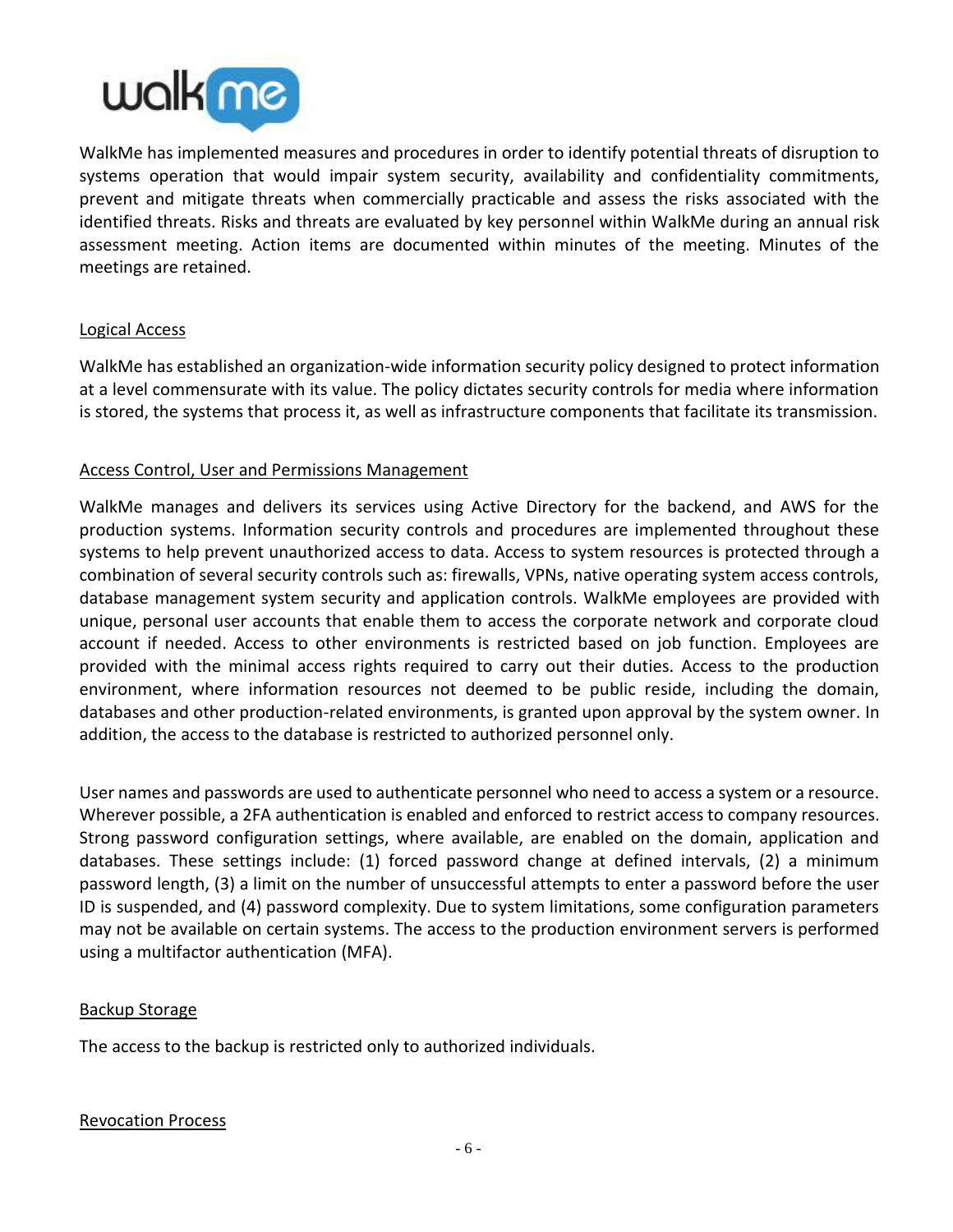WalkMe has implemented measures and procedures in order to identify potential threats of disruption to systems operation that would impair system security, availability and confidentiality commitments, prevent and mitigate threats when commercially practicable and assess the risks associated with the identified threats. Risks and threats are evaluated by key personnel within WalkMe during an annual risk assessment meeting. Action items are documented within minutes of the meeting. Minutes of the meetings are retained.

<u>Logical Access</u>

WalkMe has established an organization-wide information security policy designed to protect information at a level commensurate with its value. The policy dictates security controls for media where information is stored, the systems that process it, as well as infrastructure components that facilitate its transmission.

<u>Access Control, User and Permissions Management</u>

WalkMe manages and delivers its services using Active Directory for the backend, and AWS for the production systems. Information security controls and procedures are implemented throughout these systems to help prevent unauthorized access to data. Access to system resources is protected through a combination of several security controls such as: firewalls, VPNs, native operating system access controls, database management system security and application controls. WalkMe employees are provided with unique, personal user accounts that enable them to access the corporate network and corporate cloud account if needed. Access to other environments is restricted based on job function. Employees are provided with the minimal access rights required to carry out their duties. Access to the production environment, where information resources not deemed to be public reside, including the domain, databases and other production-related environments, is granted upon approval by the system owner. In addition, the access to the database is restricted to authorized personnel only.

User names and passwords are used to authenticate personnel who need to access a system or a resource. Wherever possible, a 2FA authentication is enabled and enforced to restrict access to company resources. Strong password configuration settings, where available, are enabled on the domain, application and databases. These settings include: (1) forced password change at defined intervals, (2) a minimum password length, (3) a limit on the number of unsuccessful attempts to enter a password before the user ID is suspended, and (4) password complexity. Due to system limitations, some configuration parameters may not be available on certain systems. The access to the production environment servers is performed using a multifactor authentication (MFA).

<u>Backup Storage</u>

The access to the backup is restricted only to authorized individuals.

<u>Revocation Process</u>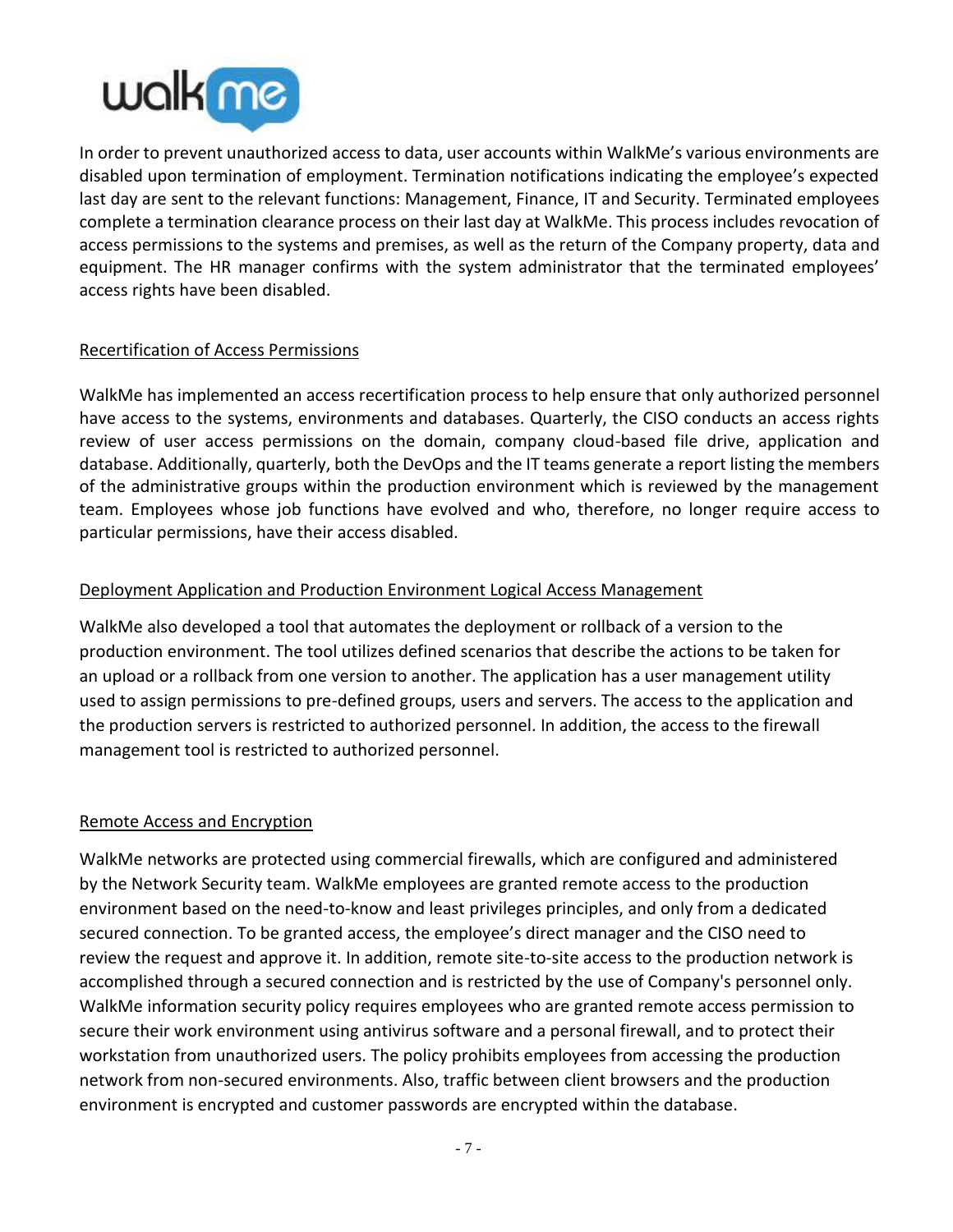In order to prevent unauthorized access to data, user accounts within WalkMe's various environments are disabled upon termination of employment. Termination notifications indicating the employee's expected last day are sent to the relevant functions: Management, Finance, IT and Security. Terminated employees complete a termination clearance process on their last day at WalkMe. This process includes revocation of access permissions to the systems and premises, as well as the return of the Company property, data and equipment. The HR manager confirms with the system administrator that the terminated employees' access rights have been disabled.

<u>Recertification of Access Permissions</u>

WalkMe has implemented an access recertification process to help ensure that only authorized personnel have access to the systems, environments and databases. Quarterly, the CISO conducts an access rights review of user access permissions on the domain, company cloud-based file drive, application and database. Additionally, quarterly, both the DevOps and the IT teams generate a report listing the members of the administrative groups within the production environment which is reviewed by the management team. Employees whose job functions have evolved and who, therefore, no longer require access to particular permissions, have their access disabled.

<u>Deployment Application and Production Environment Logical Access Management</u>

WalkMe also developed a tool that automates the deployment or rollback of a version to the production environment. The tool utilizes defined scenarios that describe the actions to be taken for an upload or a rollback from one version to another. The application has a user management utility used to assign permissions to pre-defined groups, users and servers. The access to the application and the production servers is restricted to authorized personnel. In addition, the access to the firewall management tool is restricted to authorized personnel.

<u>Remote Access and Encryption</u>

WalkMe networks are protected using commercial firewalls, which are configured and administered by the Network Security team. WalkMe employees are granted remote access to the production environment based on the need-to-know and least privileges principles, and only from a dedicated secured connection. To be granted access, the employee's direct manager and the CISO need to review the request and approve it. In addition, remote site-to-site access to the production network is accomplished through a secured connection and is restricted by the use of Company's personnel only. WalkMe information security policy requires employees who are granted remote access permission to secure their work environment using antivirus software and a personal firewall, and to protect their workstation from unauthorized users. The policy prohibits employees from accessing the production network from non-secured environments. Also, traffic between client browsers and the production environment is encrypted and customer passwords are encrypted within the database.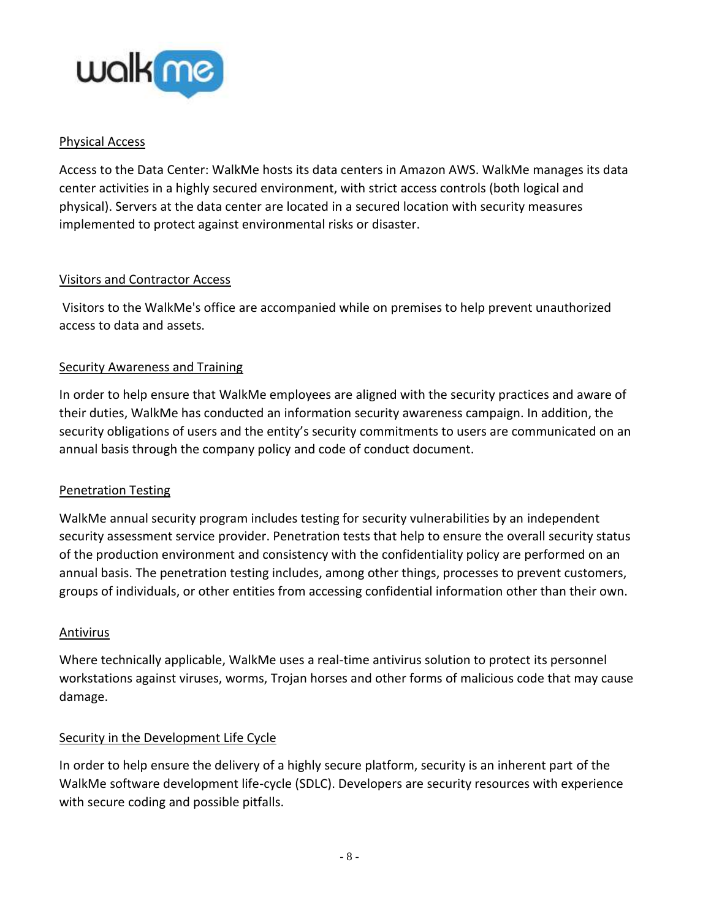Physical Access

Access to the Data Center: WalkMe hosts its data centers in Amazon AWS. WalkMe manages its data center activities in a highly secured environment, with strict access controls (both logical and physical). Servers at the data center are located in a secured location with security measures implemented to protect against environmental risks or disaster.

Visitors and Contractor Access

Visitors to the WalkMe's office are accompanied while on premises to help prevent unauthorized access to data and assets.

Security Awareness and Training

In order to help ensure that WalkMe employees are aligned with the security practices and aware of their duties, WalkMe has conducted an information security awareness campaign. In addition, the security obligations of users and the entity's security commitments to users are communicated on an annual basis through the company policy and code of conduct document.

Penetration Testing

WalkMe annual security program includes testing for security vulnerabilities by an independent security assessment service provider. Penetration tests that help to ensure the overall security status of the production environment and consistency with the confidentiality policy are performed on an annual basis. The penetration testing includes, among other things, processes to prevent customers, groups of individuals, or other entities from accessing confidential information other than their own.

Antivirus

Where technically applicable, WalkMe uses a real-time antivirus solution to protect its personnel workstations against viruses, worms, Trojan horses and other forms of malicious code that may cause damage.

Security in the Development Life Cycle

In order to help ensure the delivery of a highly secure platform, security is an inherent part of the WalkMe software development life-cycle (SDLC). Developers are security resources with experience with secure coding and possible pitfalls.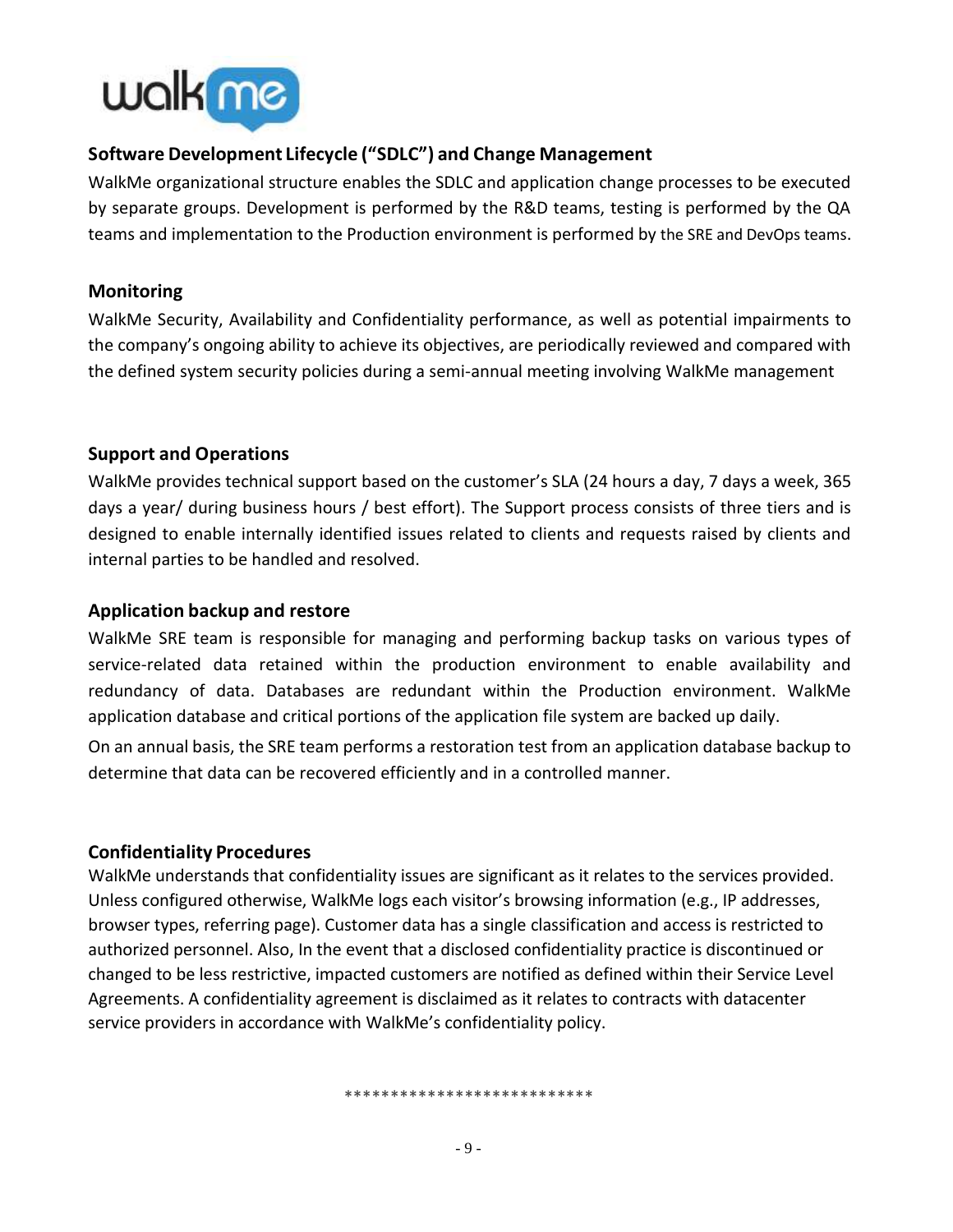## Software Development Lifecycle ("SDLC") and Change Management

WalkMe organizational structure enables the SDLC and application change processes to be executed by separate groups. Development is performed by the R&D teams, testing is performed by the QA teams and implementation to the Production environment is performed by the SRE and DevOps teams.

## Monitoring

WalkMe Security, Availability and Confidentiality performance, as well as potential impairments to the company's ongoing ability to achieve its objectives, are periodically reviewed and compared with the defined system security policies during a semi-annual meeting involving WalkMe management

## Support and Operations

WalkMe provides technical support based on the customer's SLA (24 hours a day, 7 days a week, 365 days a year/ during business hours / best effort). The Support process consists of three tiers and is designed to enable internally identified issues related to clients and requests raised by clients and internal parties to be handled and resolved.

## Application backup and restore

WalkMe SRE team is responsible for managing and performing backup tasks on various types of service-related data retained within the production environment to enable availability and redundancy of data. Databases are redundant within the Production environment. WalkMe application database and critical portions of the application file system are backed up daily.

On an annual basis, the SRE team performs a restoration test from an application database backup to determine that data can be recovered efficiently and in a controlled manner.

## Confidentiality Procedures

WalkMe understands that confidentiality issues are significant as it relates to the services provided. Unless configured otherwise, WalkMe logs each visitor's browsing information (e.g., IP addresses, browser types, referring page). Customer data has a single classification and access is restricted to authorized personnel. Also, In the event that a disclosed confidentiality practice is discontinued or changed to be less restrictive, impacted customers are notified as defined within their Service Level Agreements. A confidentiality agreement is disclaimed as it relates to contracts with datacenter service providers in accordance with WalkMe's confidentiality policy.

***************************